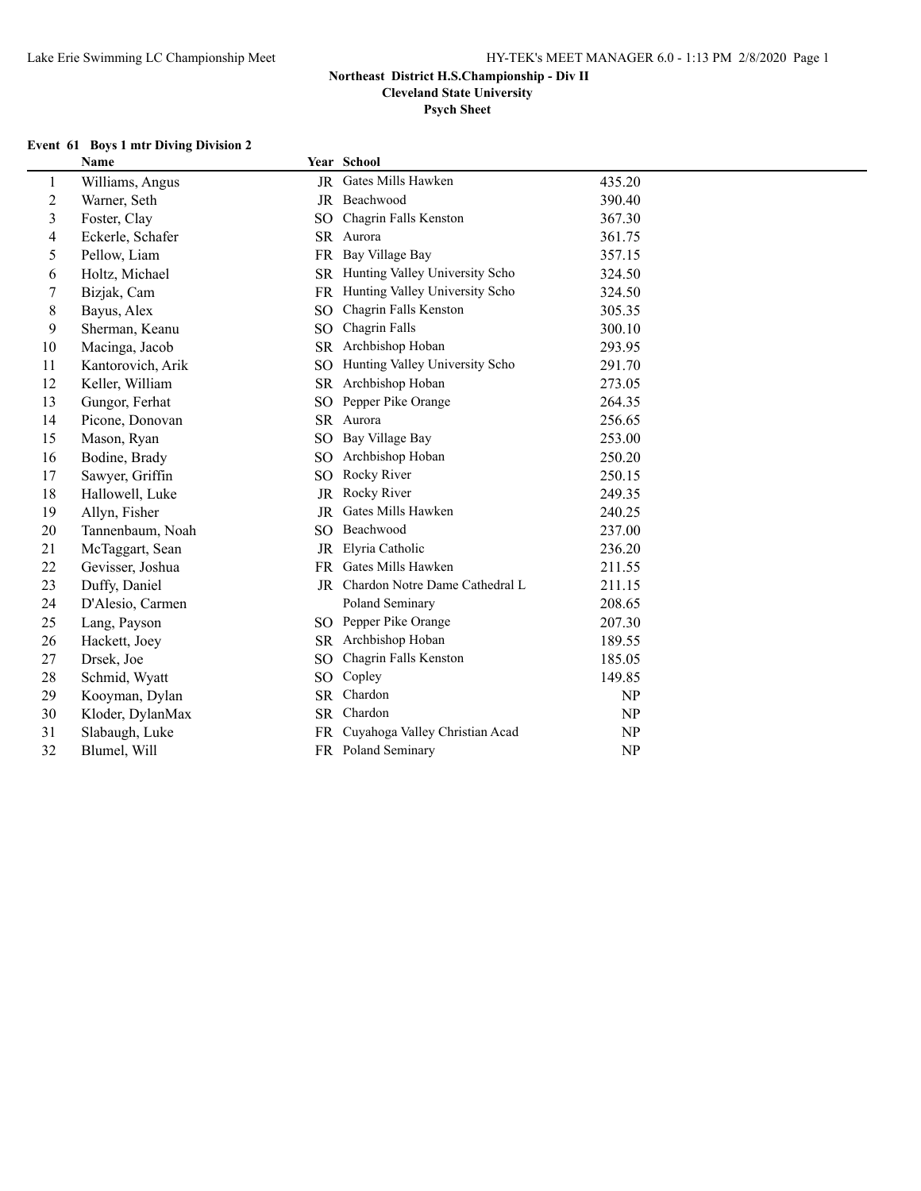**Northeast District H.S.Championship - Div II**

**Cleveland State University**

**Psych Sheet**

**Event 61 Boys 1 mtr Diving Division 2**

| | Name | Year | School | |
|---|---|---|---|---|
| 1 | Williams, Angus | JR | Gates Mills Hawken | 435.20 |
| 2 | Warner, Seth | JR | Beachwood | 390.40 |
| 3 | Foster, Clay | SO | Chagrin Falls Kenston | 367.30 |
| 4 | Eckerle, Schafer | SR | Aurora | 361.75 |
| 5 | Pellow, Liam | FR | Bay Village Bay | 357.15 |
| 6 | Holtz, Michael | SR | Hunting Valley University Scho | 324.50 |
| 7 | Bizjak, Cam | FR | Hunting Valley University Scho | 324.50 |
| 8 | Bayus, Alex | SO | Chagrin Falls Kenston | 305.35 |
| 9 | Sherman, Keanu | SO | Chagrin Falls | 300.10 |
| 10 | Macinga, Jacob | SR | Archbishop Hoban | 293.95 |
| 11 | Kantorovich, Arik | SO | Hunting Valley University Scho | 291.70 |
| 12 | Keller, William | SR | Archbishop Hoban | 273.05 |
| 13 | Gungor, Ferhat | SO | Pepper Pike Orange | 264.35 |
| 14 | Picone, Donovan | SR | Aurora | 256.65 |
| 15 | Mason, Ryan | SO | Bay Village Bay | 253.00 |
| 16 | Bodine, Brady | SO | Archbishop Hoban | 250.20 |
| 17 | Sawyer, Griffin | SO | Rocky River | 250.15 |
| 18 | Hallowell, Luke | JR | Rocky River | 249.35 |
| 19 | Allyn, Fisher | JR | Gates Mills Hawken | 240.25 |
| 20 | Tannenbaum, Noah | SO | Beachwood | 237.00 |
| 21 | McTaggart, Sean | JR | Elyria Catholic | 236.20 |
| 22 | Gevisser, Joshua | FR | Gates Mills Hawken | 211.55 |
| 23 | Duffy, Daniel | JR | Chardon Notre Dame Cathedral L | 211.15 |
| 24 | D'Alesio, Carmen | | Poland Seminary | 208.65 |
| 25 | Lang, Payson | SO | Pepper Pike Orange | 207.30 |
| 26 | Hackett, Joey | SR | Archbishop Hoban | 189.55 |
| 27 | Drsek, Joe | SO | Chagrin Falls Kenston | 185.05 |
| 28 | Schmid, Wyatt | SO | Copley | 149.85 |
| 29 | Kooyman, Dylan | SR | Chardon | NP |
| 30 | Kloder, DylanMax | SR | Chardon | NP |
| 31 | Slabaugh, Luke | FR | Cuyahoga Valley Christian Acad | NP |
| 32 | Blumel, Will | FR | Poland Seminary | NP |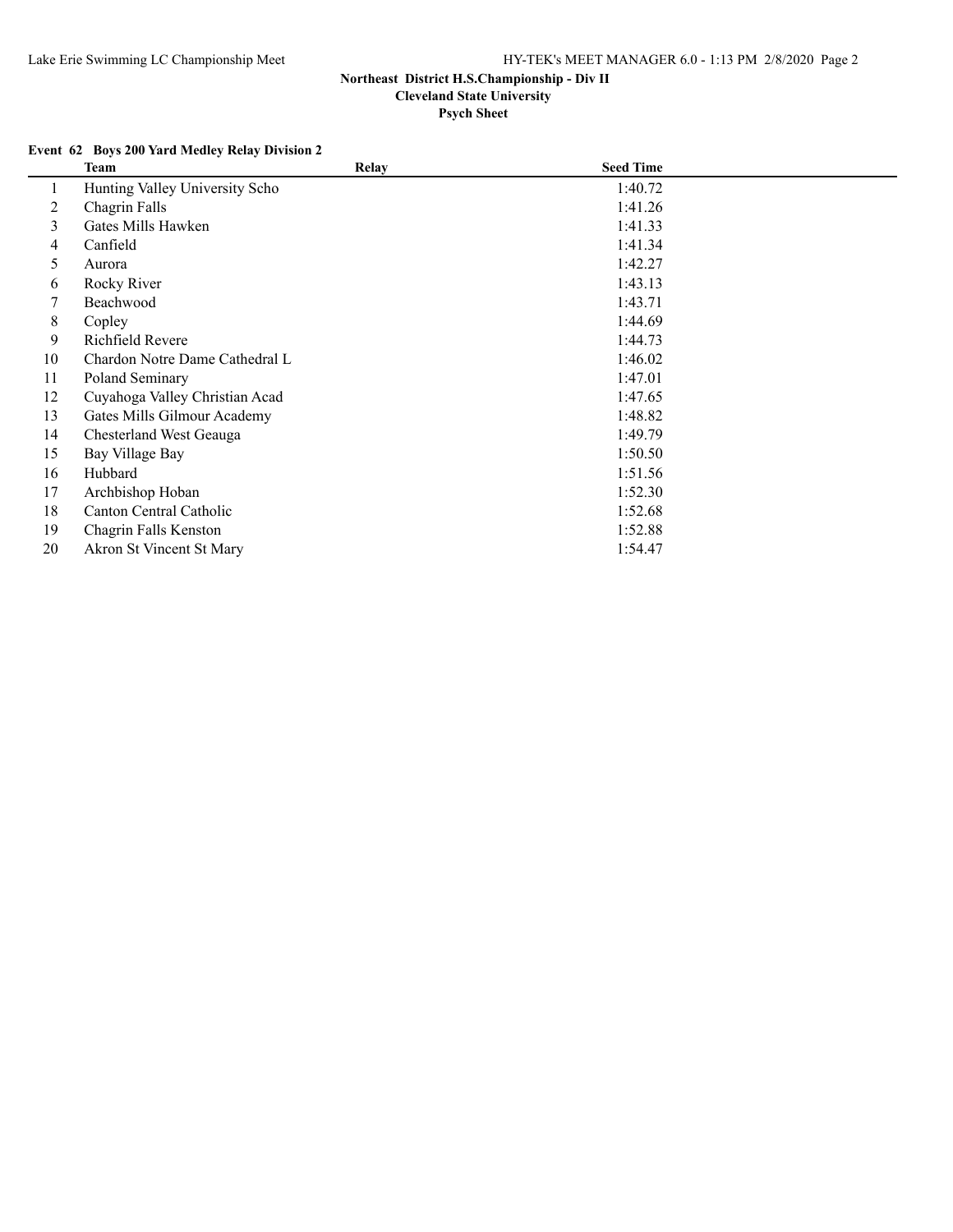**Northeast District H.S.Championship - Div II**
**Cleveland State University**
**Psych Sheet**

**Event 62 Boys 200 Yard Medley Relay Division 2**

| | Team | Relay | Seed Time |
|---|---|---|---|
| 1 | Hunting Valley University Scho | | 1:40.72 |
| 2 | Chagrin Falls | | 1:41.26 |
| 3 | Gates Mills Hawken | | 1:41.33 |
| 4 | Canfield | | 1:41.34 |
| 5 | Aurora | | 1:42.27 |
| 6 | Rocky River | | 1:43.13 |
| 7 | Beachwood | | 1:43.71 |
| 8 | Copley | | 1:44.69 |
| 9 | Richfield Revere | | 1:44.73 |
| 10 | Chardon Notre Dame Cathedral L | | 1:46.02 |
| 11 | Poland Seminary | | 1:47.01 |
| 12 | Cuyahoga Valley Christian Acad | | 1:47.65 |
| 13 | Gates Mills Gilmour Academy | | 1:48.82 |
| 14 | Chesterland West Geauga | | 1:49.79 |
| 15 | Bay Village Bay | | 1:50.50 |
| 16 | Hubbard | | 1:51.56 |
| 17 | Archbishop Hoban | | 1:52.30 |
| 18 | Canton Central Catholic | | 1:52.68 |
| 19 | Chagrin Falls Kenston | | 1:52.88 |
| 20 | Akron St Vincent St Mary | | 1:54.47 |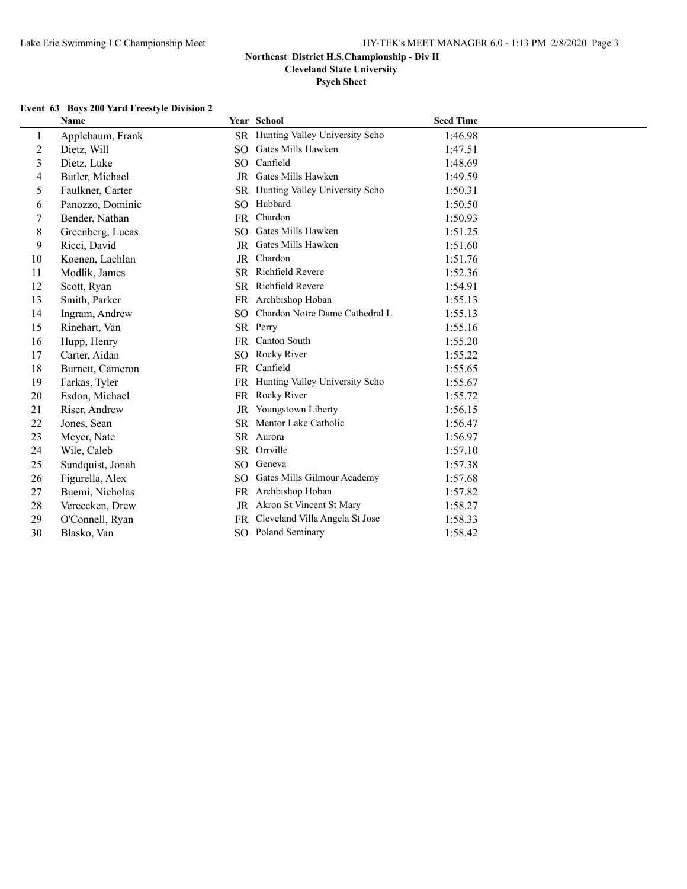**Northeast District H.S.Championship - Div II**
**Cleveland State University**
**Psych Sheet**

### Event 63 Boys 200 Yard Freestyle Division 2

| | Name | Year | School | Seed Time |
|---|---|---|---|---|
| 1 | Applebaum, Frank | SR | Hunting Valley University Scho | 1:46.98 |
| 2 | Dietz, Will | SO | Gates Mills Hawken | 1:47.51 |
| 3 | Dietz, Luke | SO | Canfield | 1:48.69 |
| 4 | Butler, Michael | JR | Gates Mills Hawken | 1:49.59 |
| 5 | Faulkner, Carter | SR | Hunting Valley University Scho | 1:50.31 |
| 6 | Panozzo, Dominic | SO | Hubbard | 1:50.50 |
| 7 | Bender, Nathan | FR | Chardon | 1:50.93 |
| 8 | Greenberg, Lucas | SO | Gates Mills Hawken | 1:51.25 |
| 9 | Ricci, David | JR | Gates Mills Hawken | 1:51.60 |
| 10 | Koenen, Lachlan | JR | Chardon | 1:51.76 |
| 11 | Modlik, James | SR | Richfield Revere | 1:52.36 |
| 12 | Scott, Ryan | SR | Richfield Revere | 1:54.91 |
| 13 | Smith, Parker | FR | Archbishop Hoban | 1:55.13 |
| 14 | Ingram, Andrew | SO | Chardon Notre Dame Cathedral L | 1:55.13 |
| 15 | Rinehart, Van | SR | Perry | 1:55.16 |
| 16 | Hupp, Henry | FR | Canton South | 1:55.20 |
| 17 | Carter, Aidan | SO | Rocky River | 1:55.22 |
| 18 | Burnett, Cameron | FR | Canfield | 1:55.65 |
| 19 | Farkas, Tyler | FR | Hunting Valley University Scho | 1:55.67 |
| 20 | Esdon, Michael | FR | Rocky River | 1:55.72 |
| 21 | Riser, Andrew | JR | Youngstown Liberty | 1:56.15 |
| 22 | Jones, Sean | SR | Mentor Lake Catholic | 1:56.47 |
| 23 | Meyer, Nate | SR | Aurora | 1:56.97 |
| 24 | Wile, Caleb | SR | Orrville | 1:57.10 |
| 25 | Sundquist, Jonah | SO | Geneva | 1:57.38 |
| 26 | Figurella, Alex | SO | Gates Mills Gilmour Academy | 1:57.68 |
| 27 | Buemi, Nicholas | FR | Archbishop Hoban | 1:57.82 |
| 28 | Vereecken, Drew | JR | Akron St Vincent St Mary | 1:58.27 |
| 29 | O'Connell, Ryan | FR | Cleveland Villa Angela St Jose | 1:58.33 |
| 30 | Blasko, Van | SO | Poland Seminary | 1:58.42 |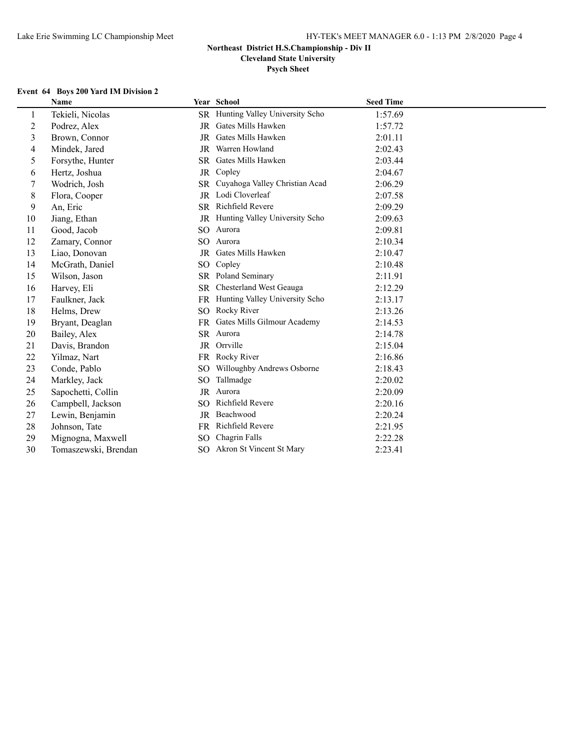**Northeast District H.S.Championship - Div II**

**Cleveland State University**

**Psych Sheet**

**Event 64 Boys 200 Yard IM Division 2**

| | Name | Year | School | Seed Time |
|---|---|---|---|---|
| 1 | Tekieli, Nicolas | SR | Hunting Valley University Scho | 1:57.69 |
| 2 | Podrez, Alex | JR | Gates Mills Hawken | 1:57.72 |
| 3 | Brown, Connor | JR | Gates Mills Hawken | 2:01.11 |
| 4 | Mindek, Jared | JR | Warren Howland | 2:02.43 |
| 5 | Forsythe, Hunter | SR | Gates Mills Hawken | 2:03.44 |
| 6 | Hertz, Joshua | JR | Copley | 2:04.67 |
| 7 | Wodrich, Josh | SR | Cuyahoga Valley Christian Acad | 2:06.29 |
| 8 | Flora, Cooper | JR | Lodi Cloverleaf | 2:07.58 |
| 9 | An, Eric | SR | Richfield Revere | 2:09.29 |
| 10 | Jiang, Ethan | JR | Hunting Valley University Scho | 2:09.63 |
| 11 | Good, Jacob | SO | Aurora | 2:09.81 |
| 12 | Zamary, Connor | SO | Aurora | 2:10.34 |
| 13 | Liao, Donovan | JR | Gates Mills Hawken | 2:10.47 |
| 14 | McGrath, Daniel | SO | Copley | 2:10.48 |
| 15 | Wilson, Jason | SR | Poland Seminary | 2:11.91 |
| 16 | Harvey, Eli | SR | Chesterland West Geauga | 2:12.29 |
| 17 | Faulkner, Jack | FR | Hunting Valley University Scho | 2:13.17 |
| 18 | Helms, Drew | SO | Rocky River | 2:13.26 |
| 19 | Bryant, Deaglan | FR | Gates Mills Gilmour Academy | 2:14.53 |
| 20 | Bailey, Alex | SR | Aurora | 2:14.78 |
| 21 | Davis, Brandon | JR | Orrville | 2:15.04 |
| 22 | Yilmaz, Nart | FR | Rocky River | 2:16.86 |
| 23 | Conde, Pablo | SO | Willoughby Andrews Osborne | 2:18.43 |
| 24 | Markley, Jack | SO | Tallmadge | 2:20.02 |
| 25 | Sapochetti, Collin | JR | Aurora | 2:20.09 |
| 26 | Campbell, Jackson | SO | Richfield Revere | 2:20.16 |
| 27 | Lewin, Benjamin | JR | Beachwood | 2:20.24 |
| 28 | Johnson, Tate | FR | Richfield Revere | 2:21.95 |
| 29 | Mignogna, Maxwell | SO | Chagrin Falls | 2:22.28 |
| 30 | Tomaszewski, Brendan | SO | Akron St Vincent St Mary | 2:23.41 |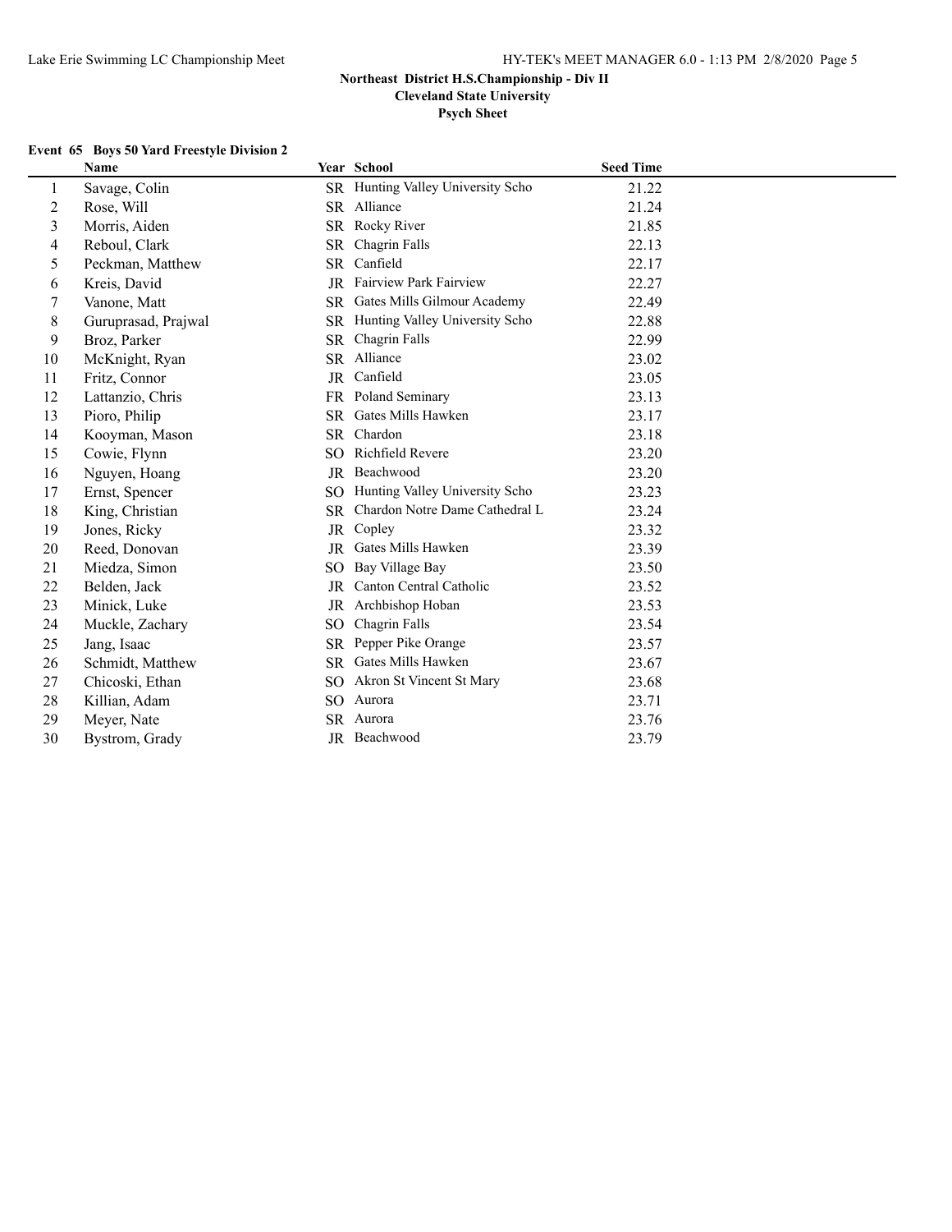**Northeast District H.S.Championship - Div II**

**Cleveland State University**

**Psych Sheet**

**Event 65 Boys 50 Yard Freestyle Division 2**

| | Name | Year | School | Seed Time |
|---|---|---|---|---|
| 1 | Savage, Colin | SR | Hunting Valley University Scho | 21.22 |
| 2 | Rose, Will | SR | Alliance | 21.24 |
| 3 | Morris, Aiden | SR | Rocky River | 21.85 |
| 4 | Reboul, Clark | SR | Chagrin Falls | 22.13 |
| 5 | Peckman, Matthew | SR | Canfield | 22.17 |
| 6 | Kreis, David | JR | Fairview Park Fairview | 22.27 |
| 7 | Vanone, Matt | SR | Gates Mills Gilmour Academy | 22.49 |
| 8 | Guruprasad, Prajwal | SR | Hunting Valley University Scho | 22.88 |
| 9 | Broz, Parker | SR | Chagrin Falls | 22.99 |
| 10 | McKnight, Ryan | SR | Alliance | 23.02 |
| 11 | Fritz, Connor | JR | Canfield | 23.05 |
| 12 | Lattanzio, Chris | FR | Poland Seminary | 23.13 |
| 13 | Pioro, Philip | SR | Gates Mills Hawken | 23.17 |
| 14 | Kooyman, Mason | SR | Chardon | 23.18 |
| 15 | Cowie, Flynn | SO | Richfield Revere | 23.20 |
| 16 | Nguyen, Hoang | JR | Beachwood | 23.20 |
| 17 | Ernst, Spencer | SO | Hunting Valley University Scho | 23.23 |
| 18 | King, Christian | SR | Chardon Notre Dame Cathedral L | 23.24 |
| 19 | Jones, Ricky | JR | Copley | 23.32 |
| 20 | Reed, Donovan | JR | Gates Mills Hawken | 23.39 |
| 21 | Miedza, Simon | SO | Bay Village Bay | 23.50 |
| 22 | Belden, Jack | JR | Canton Central Catholic | 23.52 |
| 23 | Minick, Luke | JR | Archbishop Hoban | 23.53 |
| 24 | Muckle, Zachary | SO | Chagrin Falls | 23.54 |
| 25 | Jang, Isaac | SR | Pepper Pike Orange | 23.57 |
| 26 | Schmidt, Matthew | SR | Gates Mills Hawken | 23.67 |
| 27 | Chicoski, Ethan | SO | Akron St Vincent St Mary | 23.68 |
| 28 | Killian, Adam | SO | Aurora | 23.71 |
| 29 | Meyer, Nate | SR | Aurora | 23.76 |
| 30 | Bystrom, Grady | JR | Beachwood | 23.79 |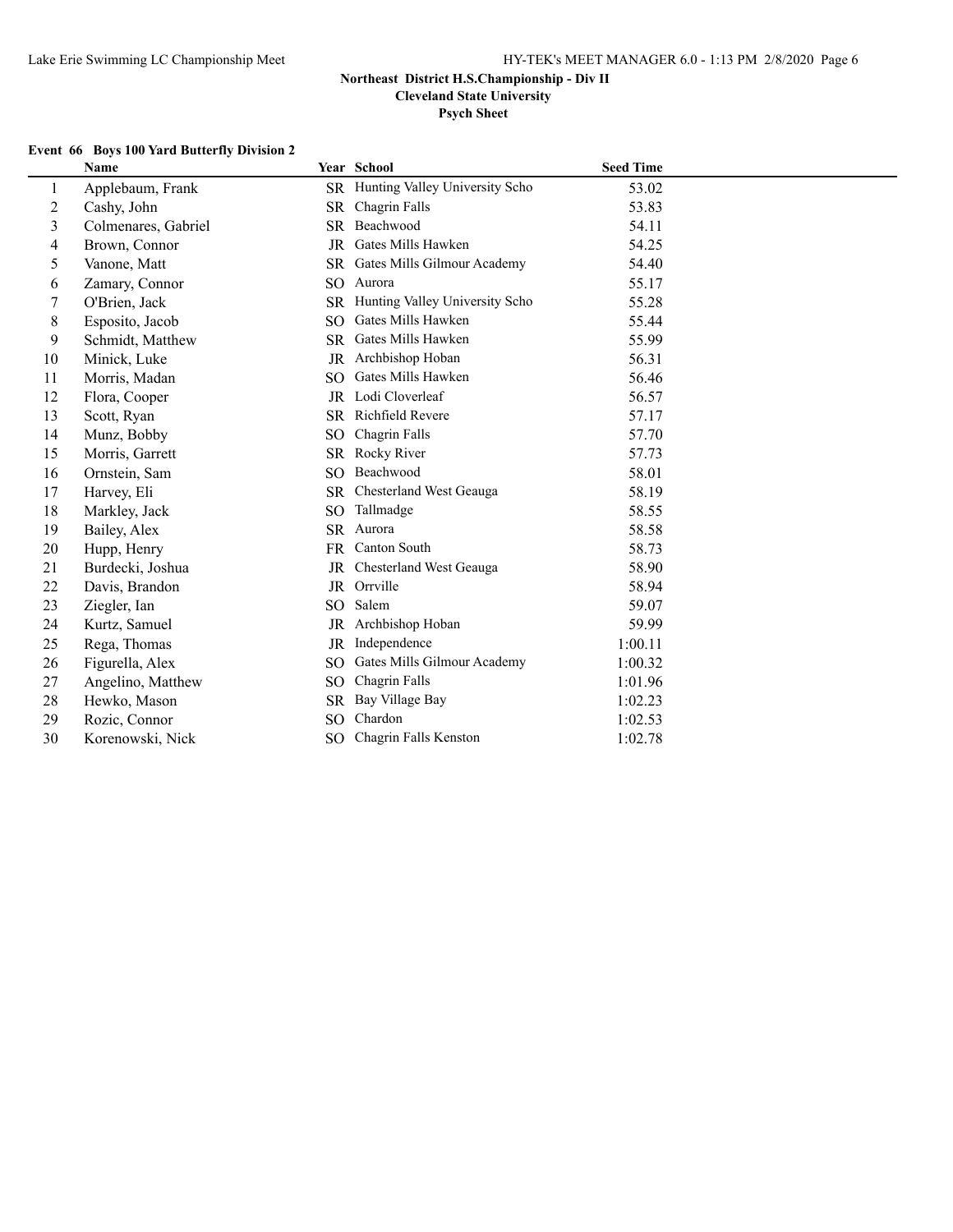**Northeast District H.S.Championship - Div II**
**Cleveland State University**
**Psych Sheet**

### Event 66 Boys 100 Yard Butterfly Division 2

| | Name | Year | School | Seed Time |
|---|---|---|---|---|
| 1 | Applebaum, Frank | SR | Hunting Valley University Scho | 53.02 |
| 2 | Cashy, John | SR | Chagrin Falls | 53.83 |
| 3 | Colmenares, Gabriel | SR | Beachwood | 54.11 |
| 4 | Brown, Connor | JR | Gates Mills Hawken | 54.25 |
| 5 | Vanone, Matt | SR | Gates Mills Gilmour Academy | 54.40 |
| 6 | Zamary, Connor | SO | Aurora | 55.17 |
| 7 | O'Brien, Jack | SR | Hunting Valley University Scho | 55.28 |
| 8 | Esposito, Jacob | SO | Gates Mills Hawken | 55.44 |
| 9 | Schmidt, Matthew | SR | Gates Mills Hawken | 55.99 |
| 10 | Minick, Luke | JR | Archbishop Hoban | 56.31 |
| 11 | Morris, Madan | SO | Gates Mills Hawken | 56.46 |
| 12 | Flora, Cooper | JR | Lodi Cloverleaf | 56.57 |
| 13 | Scott, Ryan | SR | Richfield Revere | 57.17 |
| 14 | Munz, Bobby | SO | Chagrin Falls | 57.70 |
| 15 | Morris, Garrett | SR | Rocky River | 57.73 |
| 16 | Ornstein, Sam | SO | Beachwood | 58.01 |
| 17 | Harvey, Eli | SR | Chesterland West Geauga | 58.19 |
| 18 | Markley, Jack | SO | Tallmadge | 58.55 |
| 19 | Bailey, Alex | SR | Aurora | 58.58 |
| 20 | Hupp, Henry | FR | Canton South | 58.73 |
| 21 | Burdecki, Joshua | JR | Chesterland West Geauga | 58.90 |
| 22 | Davis, Brandon | JR | Orrville | 58.94 |
| 23 | Ziegler, Ian | SO | Salem | 59.07 |
| 24 | Kurtz, Samuel | JR | Archbishop Hoban | 59.99 |
| 25 | Rega, Thomas | JR | Independence | 1:00.11 |
| 26 | Figurella, Alex | SO | Gates Mills Gilmour Academy | 1:00.32 |
| 27 | Angelino, Matthew | SO | Chagrin Falls | 1:01.96 |
| 28 | Hewko, Mason | SR | Bay Village Bay | 1:02.23 |
| 29 | Rozic, Connor | SO | Chardon | 1:02.53 |
| 30 | Korenowski, Nick | SO | Chagrin Falls Kenston | 1:02.78 |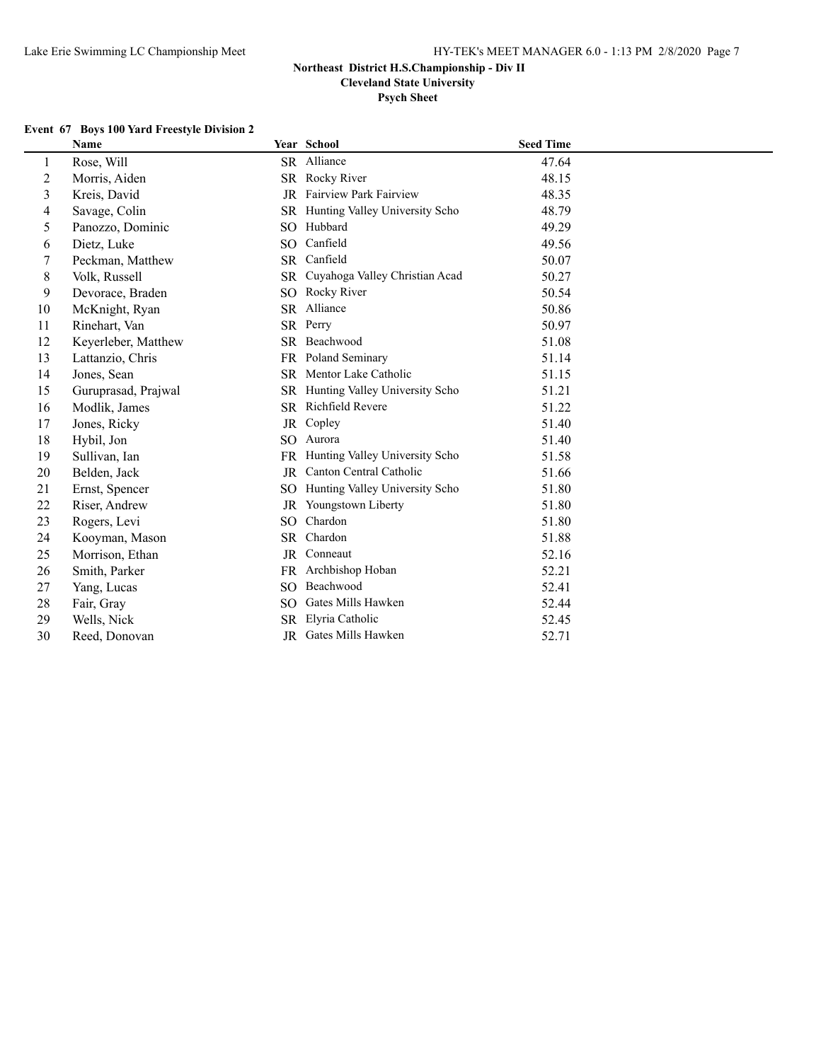**Northeast District H.S.Championship - Div II**
**Cleveland State University**
**Psych Sheet**

### Event 67 Boys 100 Yard Freestyle Division 2

| | Name | Year | School | Seed Time |
|---|---|---|---|---|
| 1 | Rose, Will | SR | Alliance | 47.64 |
| 2 | Morris, Aiden | SR | Rocky River | 48.15 |
| 3 | Kreis, David | JR | Fairview Park Fairview | 48.35 |
| 4 | Savage, Colin | SR | Hunting Valley University Scho | 48.79 |
| 5 | Panozzo, Dominic | SO | Hubbard | 49.29 |
| 6 | Dietz, Luke | SO | Canfield | 49.56 |
| 7 | Peckman, Matthew | SR | Canfield | 50.07 |
| 8 | Volk, Russell | SR | Cuyahoga Valley Christian Acad | 50.27 |
| 9 | Devorace, Braden | SO | Rocky River | 50.54 |
| 10 | McKnight, Ryan | SR | Alliance | 50.86 |
| 11 | Rinehart, Van | SR | Perry | 50.97 |
| 12 | Keyerleber, Matthew | SR | Beachwood | 51.08 |
| 13 | Lattanzio, Chris | FR | Poland Seminary | 51.14 |
| 14 | Jones, Sean | SR | Mentor Lake Catholic | 51.15 |
| 15 | Guruprasad, Prajwal | SR | Hunting Valley University Scho | 51.21 |
| 16 | Modlik, James | SR | Richfield Revere | 51.22 |
| 17 | Jones, Ricky | JR | Copley | 51.40 |
| 18 | Hybil, Jon | SO | Aurora | 51.40 |
| 19 | Sullivan, Ian | FR | Hunting Valley University Scho | 51.58 |
| 20 | Belden, Jack | JR | Canton Central Catholic | 51.66 |
| 21 | Ernst, Spencer | SO | Hunting Valley University Scho | 51.80 |
| 22 | Riser, Andrew | JR | Youngstown Liberty | 51.80 |
| 23 | Rogers, Levi | SO | Chardon | 51.80 |
| 24 | Kooyman, Mason | SR | Chardon | 51.88 |
| 25 | Morrison, Ethan | JR | Conneaut | 52.16 |
| 26 | Smith, Parker | FR | Archbishop Hoban | 52.21 |
| 27 | Yang, Lucas | SO | Beachwood | 52.41 |
| 28 | Fair, Gray | SO | Gates Mills Hawken | 52.44 |
| 29 | Wells, Nick | SR | Elyria Catholic | 52.45 |
| 30 | Reed, Donovan | JR | Gates Mills Hawken | 52.71 |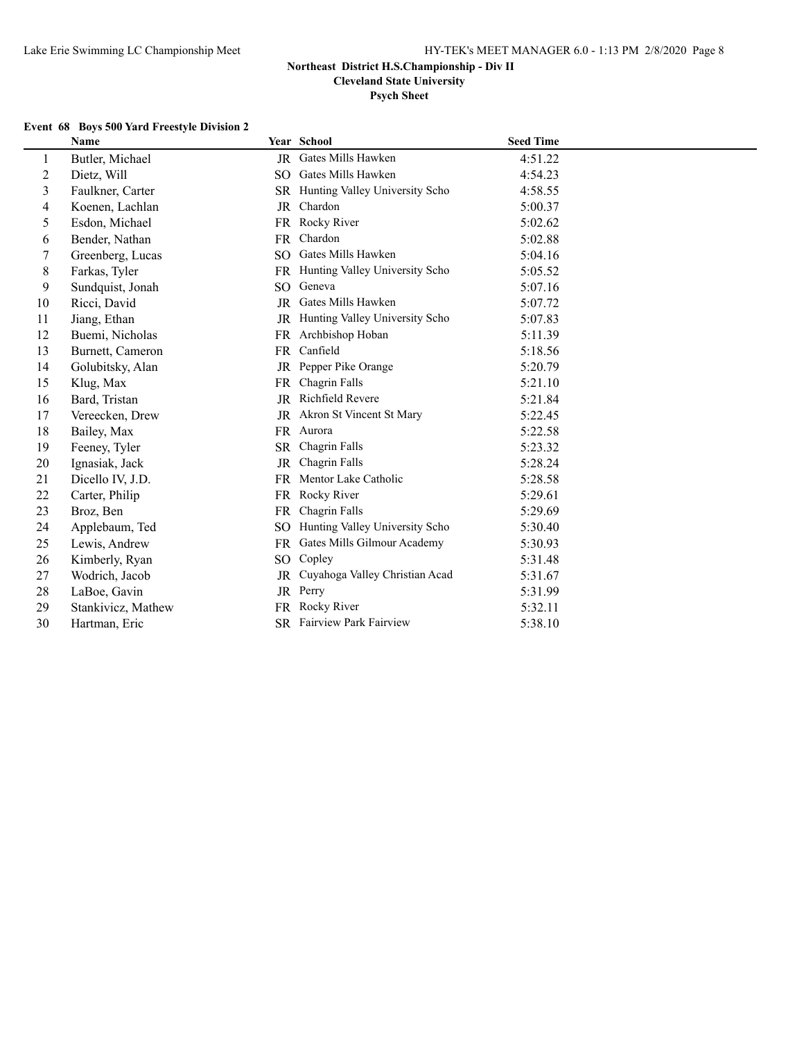## Northeast District H.S.Championship - Div II

**Cleveland State University**

**Psych Sheet**

### Event 68 Boys 500 Yard Freestyle Division 2

| | Name | Year | School | Seed Time |
|---|---|---|---|---|
| 1 | Butler, Michael | JR | Gates Mills Hawken | 4:51.22 |
| 2 | Dietz, Will | SO | Gates Mills Hawken | 4:54.23 |
| 3 | Faulkner, Carter | SR | Hunting Valley University Scho | 4:58.55 |
| 4 | Koenen, Lachlan | JR | Chardon | 5:00.37 |
| 5 | Esdon, Michael | FR | Rocky River | 5:02.62 |
| 6 | Bender, Nathan | FR | Chardon | 5:02.88 |
| 7 | Greenberg, Lucas | SO | Gates Mills Hawken | 5:04.16 |
| 8 | Farkas, Tyler | FR | Hunting Valley University Scho | 5:05.52 |
| 9 | Sundquist, Jonah | SO | Geneva | 5:07.16 |
| 10 | Ricci, David | JR | Gates Mills Hawken | 5:07.72 |
| 11 | Jiang, Ethan | JR | Hunting Valley University Scho | 5:07.83 |
| 12 | Buemi, Nicholas | FR | Archbishop Hoban | 5:11.39 |
| 13 | Burnett, Cameron | FR | Canfield | 5:18.56 |
| 14 | Golubitsky, Alan | JR | Pepper Pike Orange | 5:20.79 |
| 15 | Klug, Max | FR | Chagrin Falls | 5:21.10 |
| 16 | Bard, Tristan | JR | Richfield Revere | 5:21.84 |
| 17 | Vereecken, Drew | JR | Akron St Vincent St Mary | 5:22.45 |
| 18 | Bailey, Max | FR | Aurora | 5:22.58 |
| 19 | Feeney, Tyler | SR | Chagrin Falls | 5:23.32 |
| 20 | Ignasiak, Jack | JR | Chagrin Falls | 5:28.24 |
| 21 | Dicello IV, J.D. | FR | Mentor Lake Catholic | 5:28.58 |
| 22 | Carter, Philip | FR | Rocky River | 5:29.61 |
| 23 | Broz, Ben | FR | Chagrin Falls | 5:29.69 |
| 24 | Applebaum, Ted | SO | Hunting Valley University Scho | 5:30.40 |
| 25 | Lewis, Andrew | FR | Gates Mills Gilmour Academy | 5:30.93 |
| 26 | Kimberly, Ryan | SO | Copley | 5:31.48 |
| 27 | Wodrich, Jacob | JR | Cuyahoga Valley Christian Acad | 5:31.67 |
| 28 | LaBoe, Gavin | JR | Perry | 5:31.99 |
| 29 | Stankivicz, Mathew | FR | Rocky River | 5:32.11 |
| 30 | Hartman, Eric | SR | Fairview Park Fairview | 5:38.10 |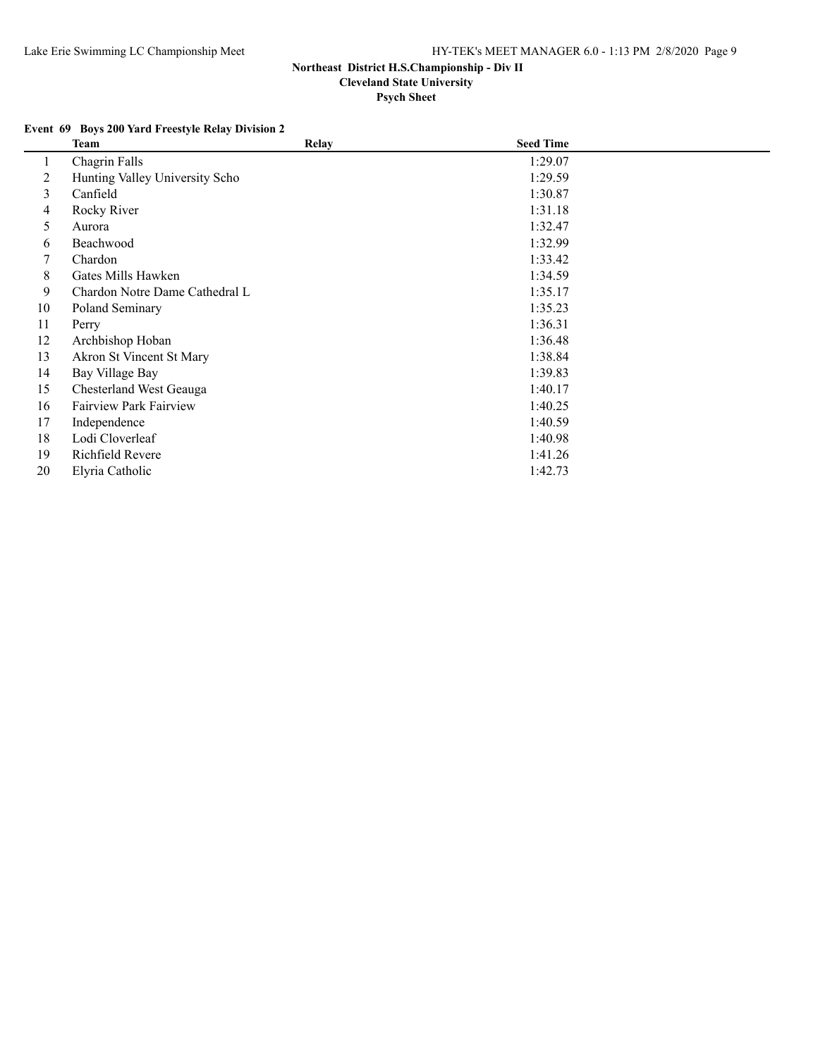## Northeast District H.S.Championship - Div II

### Cleveland State University

### Psych Sheet

**Event 69 Boys 200 Yard Freestyle Relay Division 2**

| | Team | Relay | Seed Time |
|---|---|---|---|
| 1 | Chagrin Falls | | 1:29.07 |
| 2 | Hunting Valley University Scho | | 1:29.59 |
| 3 | Canfield | | 1:30.87 |
| 4 | Rocky River | | 1:31.18 |
| 5 | Aurora | | 1:32.47 |
| 6 | Beachwood | | 1:32.99 |
| 7 | Chardon | | 1:33.42 |
| 8 | Gates Mills Hawken | | 1:34.59 |
| 9 | Chardon Notre Dame Cathedral L | | 1:35.17 |
| 10 | Poland Seminary | | 1:35.23 |
| 11 | Perry | | 1:36.31 |
| 12 | Archbishop Hoban | | 1:36.48 |
| 13 | Akron St Vincent St Mary | | 1:38.84 |
| 14 | Bay Village Bay | | 1:39.83 |
| 15 | Chesterland West Geauga | | 1:40.17 |
| 16 | Fairview Park Fairview | | 1:40.25 |
| 17 | Independence | | 1:40.59 |
| 18 | Lodi Cloverleaf | | 1:40.98 |
| 19 | Richfield Revere | | 1:41.26 |
| 20 | Elyria Catholic | | 1:42.73 |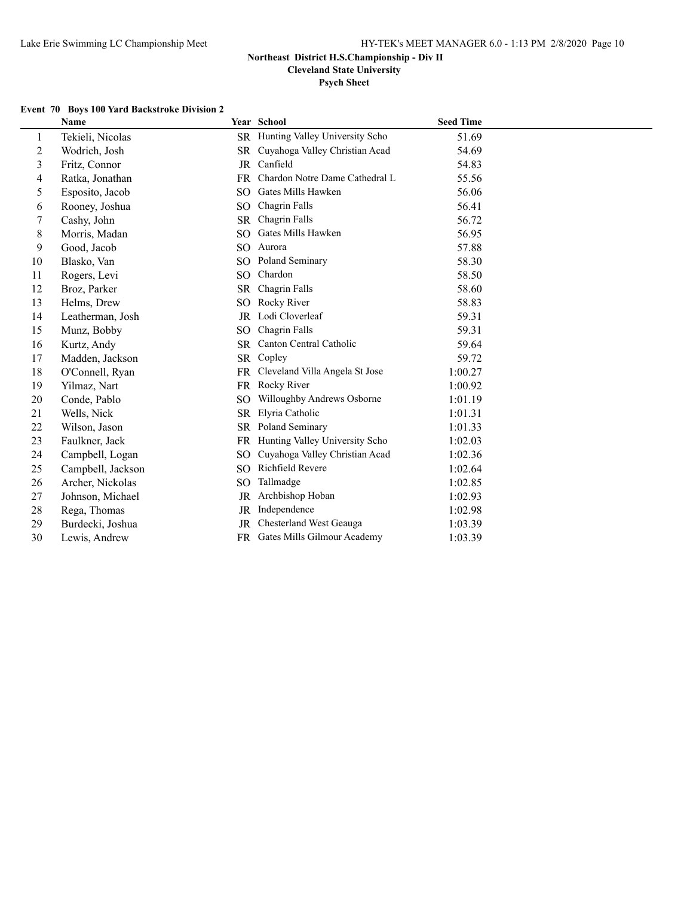**Northeast District H.S.Championship - Div II**

**Cleveland State University**

**Psych Sheet**

### Event 70 Boys 100 Yard Backstroke Division 2

| | Name | Year | School | Seed Time |
|---|---|---|---|---|
| 1 | Tekieli, Nicolas | SR | Hunting Valley University Scho | 51.69 |
| 2 | Wodrich, Josh | SR | Cuyahoga Valley Christian Acad | 54.69 |
| 3 | Fritz, Connor | JR | Canfield | 54.83 |
| 4 | Ratka, Jonathan | FR | Chardon Notre Dame Cathedral L | 55.56 |
| 5 | Esposito, Jacob | SO | Gates Mills Hawken | 56.06 |
| 6 | Rooney, Joshua | SO | Chagrin Falls | 56.41 |
| 7 | Cashy, John | SR | Chagrin Falls | 56.72 |
| 8 | Morris, Madan | SO | Gates Mills Hawken | 56.95 |
| 9 | Good, Jacob | SO | Aurora | 57.88 |
| 10 | Blasko, Van | SO | Poland Seminary | 58.30 |
| 11 | Rogers, Levi | SO | Chardon | 58.50 |
| 12 | Broz, Parker | SR | Chagrin Falls | 58.60 |
| 13 | Helms, Drew | SO | Rocky River | 58.83 |
| 14 | Leatherman, Josh | JR | Lodi Cloverleaf | 59.31 |
| 15 | Munz, Bobby | SO | Chagrin Falls | 59.31 |
| 16 | Kurtz, Andy | SR | Canton Central Catholic | 59.64 |
| 17 | Madden, Jackson | SR | Copley | 59.72 |
| 18 | O'Connell, Ryan | FR | Cleveland Villa Angela St Jose | 1:00.27 |
| 19 | Yilmaz, Nart | FR | Rocky River | 1:00.92 |
| 20 | Conde, Pablo | SO | Willoughby Andrews Osborne | 1:01.19 |
| 21 | Wells, Nick | SR | Elyria Catholic | 1:01.31 |
| 22 | Wilson, Jason | SR | Poland Seminary | 1:01.33 |
| 23 | Faulkner, Jack | FR | Hunting Valley University Scho | 1:02.03 |
| 24 | Campbell, Logan | SO | Cuyahoga Valley Christian Acad | 1:02.36 |
| 25 | Campbell, Jackson | SO | Richfield Revere | 1:02.64 |
| 26 | Archer, Nickolas | SO | Tallmadge | 1:02.85 |
| 27 | Johnson, Michael | JR | Archbishop Hoban | 1:02.93 |
| 28 | Rega, Thomas | JR | Independence | 1:02.98 |
| 29 | Burdecki, Joshua | JR | Chesterland West Geauga | 1:03.39 |
| 30 | Lewis, Andrew | FR | Gates Mills Gilmour Academy | 1:03.39 |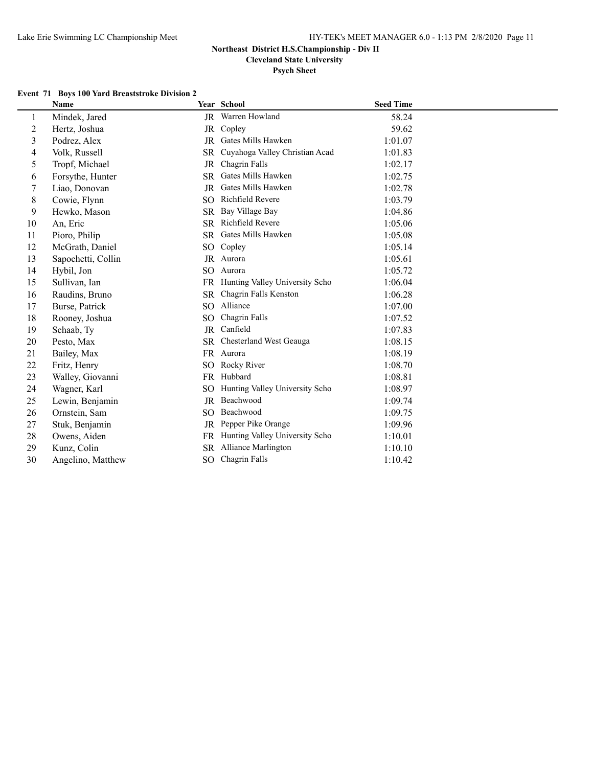**Northeast District H.S.Championship - Div II**

**Cleveland State University**

**Psych Sheet**

**Event 71 Boys 100 Yard Breaststroke Division 2**

| | Name | Year | School | Seed Time |
|---|---|---|---|---|
| 1 | Mindek, Jared | JR | Warren Howland | 58.24 |
| 2 | Hertz, Joshua | JR | Copley | 59.62 |
| 3 | Podrez, Alex | JR | Gates Mills Hawken | 1:01.07 |
| 4 | Volk, Russell | SR | Cuyahoga Valley Christian Acad | 1:01.83 |
| 5 | Tropf, Michael | JR | Chagrin Falls | 1:02.17 |
| 6 | Forsythe, Hunter | SR | Gates Mills Hawken | 1:02.75 |
| 7 | Liao, Donovan | JR | Gates Mills Hawken | 1:02.78 |
| 8 | Cowie, Flynn | SO | Richfield Revere | 1:03.79 |
| 9 | Hewko, Mason | SR | Bay Village Bay | 1:04.86 |
| 10 | An, Eric | SR | Richfield Revere | 1:05.06 |
| 11 | Pioro, Philip | SR | Gates Mills Hawken | 1:05.08 |
| 12 | McGrath, Daniel | SO | Copley | 1:05.14 |
| 13 | Sapochetti, Collin | JR | Aurora | 1:05.61 |
| 14 | Hybil, Jon | SO | Aurora | 1:05.72 |
| 15 | Sullivan, Ian | FR | Hunting Valley University Scho | 1:06.04 |
| 16 | Raudins, Bruno | SR | Chagrin Falls Kenston | 1:06.28 |
| 17 | Burse, Patrick | SO | Alliance | 1:07.00 |
| 18 | Rooney, Joshua | SO | Chagrin Falls | 1:07.52 |
| 19 | Schaab, Ty | JR | Canfield | 1:07.83 |
| 20 | Pesto, Max | SR | Chesterland West Geauga | 1:08.15 |
| 21 | Bailey, Max | FR | Aurora | 1:08.19 |
| 22 | Fritz, Henry | SO | Rocky River | 1:08.70 |
| 23 | Walley, Giovanni | FR | Hubbard | 1:08.81 |
| 24 | Wagner, Karl | SO | Hunting Valley University Scho | 1:08.97 |
| 25 | Lewin, Benjamin | JR | Beachwood | 1:09.74 |
| 26 | Ornstein, Sam | SO | Beachwood | 1:09.75 |
| 27 | Stuk, Benjamin | JR | Pepper Pike Orange | 1:09.96 |
| 28 | Owens, Aiden | FR | Hunting Valley University Scho | 1:10.01 |
| 29 | Kunz, Colin | SR | Alliance Marlington | 1:10.10 |
| 30 | Angelino, Matthew | SO | Chagrin Falls | 1:10.42 |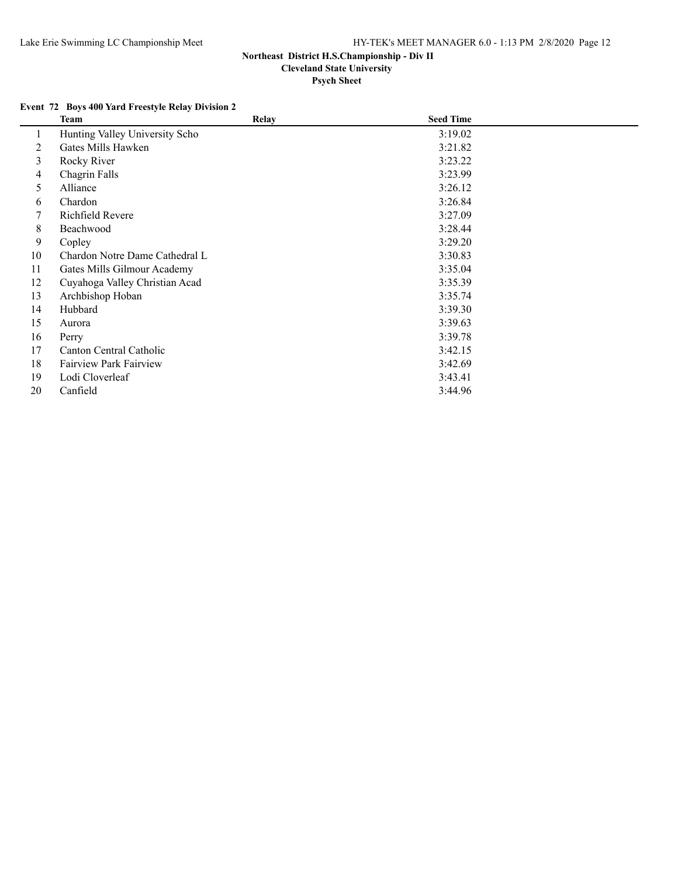## Northeast District H.S.Championship - Div II

**Cleveland State University**

**Psych Sheet**

### Event 72 Boys 400 Yard Freestyle Relay Division 2

| | Team | Relay | Seed Time |
|---|---|---|---|
| 1 | Hunting Valley University Scho | | 3:19.02 |
| 2 | Gates Mills Hawken | | 3:21.82 |
| 3 | Rocky River | | 3:23.22 |
| 4 | Chagrin Falls | | 3:23.99 |
| 5 | Alliance | | 3:26.12 |
| 6 | Chardon | | 3:26.84 |
| 7 | Richfield Revere | | 3:27.09 |
| 8 | Beachwood | | 3:28.44 |
| 9 | Copley | | 3:29.20 |
| 10 | Chardon Notre Dame Cathedral L | | 3:30.83 |
| 11 | Gates Mills Gilmour Academy | | 3:35.04 |
| 12 | Cuyahoga Valley Christian Acad | | 3:35.39 |
| 13 | Archbishop Hoban | | 3:35.74 |
| 14 | Hubbard | | 3:39.30 |
| 15 | Aurora | | 3:39.63 |
| 16 | Perry | | 3:39.78 |
| 17 | Canton Central Catholic | | 3:42.15 |
| 18 | Fairview Park Fairview | | 3:42.69 |
| 19 | Lodi Cloverleaf | | 3:43.41 |
| 20 | Canfield | | 3:44.96 |